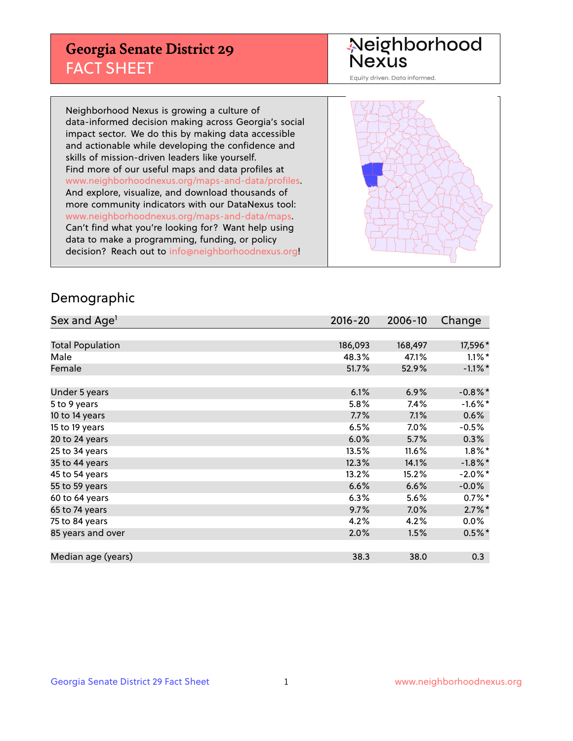# Georgia Senate District 29
## FACT SHEET

Neighborhood Nexus

Equity driven. Data informed.

Neighborhood Nexus is growing a culture of data-informed decision making across Georgia's social impact sector. We do this by making data accessible and actionable while developing the confidence and skills of mission-driven leaders like yourself. Find more of our useful maps and data profiles at www.neighborhoodnexus.org/maps-and-data/profiles. And explore, visualize, and download thousands of more community indicators with our DataNexus tool: www.neighborhoodnexus.org/maps-and-data/maps. Can't find what you're looking for? Want help using data to make a programming, funding, or policy decision? Reach out to info@neighborhoodnexus.org!

## Demographic

| Sex and Age[1] | 2016-20 | 2006-10 | Change |
|---|---|---|---|
| Total Population | 186,093 | 168,497 | 17,596* |
| Male | 48.3% | 47.1% | 1.1%* |
| Female | 51.7% | 52.9% | -1.1%* |
| | | | |
| Under 5 years | 6.1% | 6.9% | -0.8%* |
| 5 to 9 years | 5.8% | 7.4% | -1.6%* |
| 10 to 14 years | 7.7% | 7.1% | 0.6% |
| 15 to 19 years | 6.5% | 7.0% | -0.5% |
| 20 to 24 years | 6.0% | 5.7% | 0.3% |
| 25 to 34 years | 13.5% | 11.6% | 1.8%* |
| 35 to 44 years | 12.3% | 14.1% | -1.8%* |
| 45 to 54 years | 13.2% | 15.2% | -2.0%* |
| 55 to 59 years | 6.6% | 6.6% | -0.0% |
| 60 to 64 years | 6.3% | 5.6% | 0.7%* |
| 65 to 74 years | 9.7% | 7.0% | 2.7%* |
| 75 to 84 years | 4.2% | 4.2% | 0.0% |
| 85 years and over | 2.0% | 1.5% | 0.5%* |
| | | | |
| Median age (years) | 38.3 | 38.0 | 0.3 |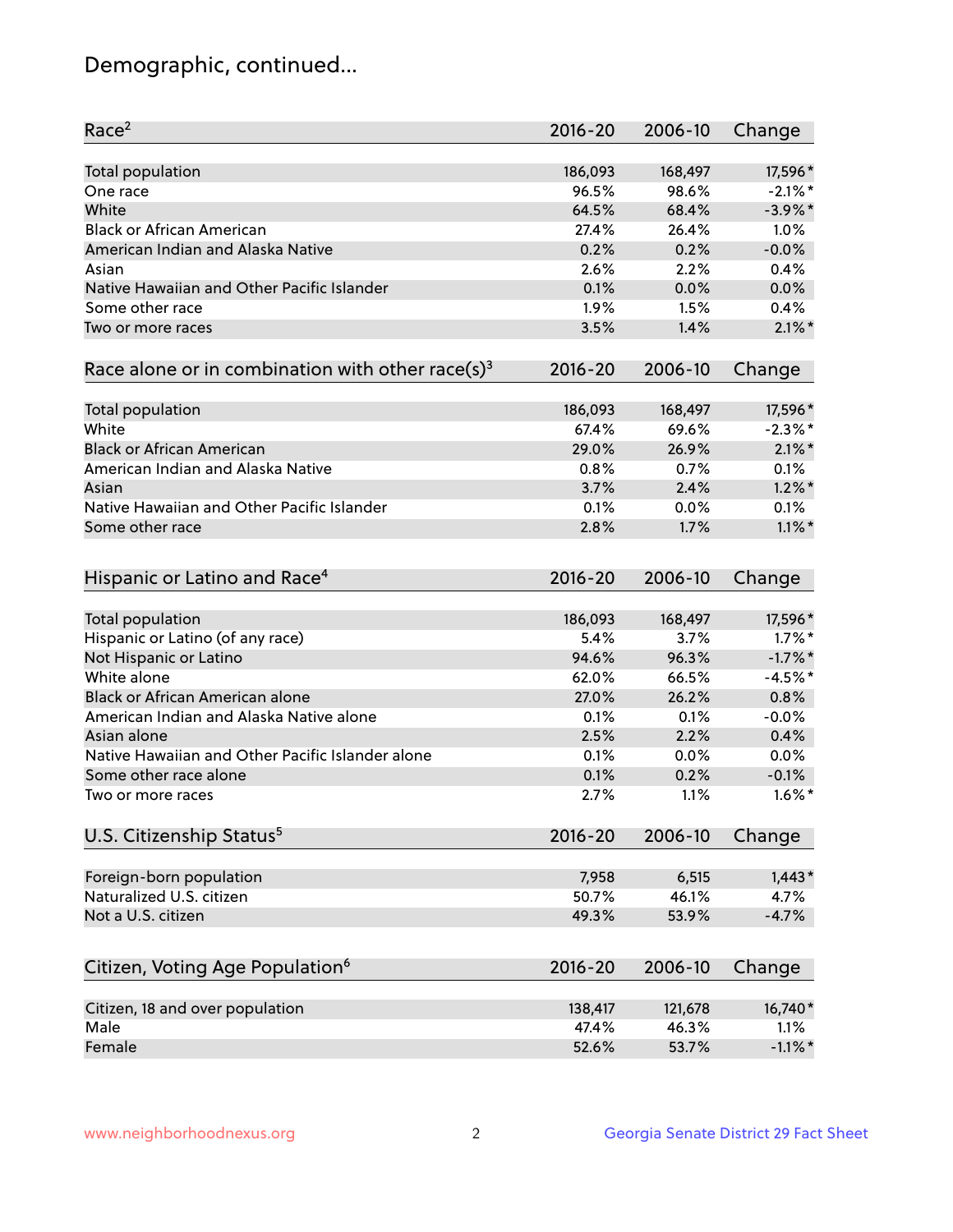# Demographic, continued...

| Race[2] | 2016-20 | 2006-10 | Change |
|---|---|---|---|
| Total population | 186,093 | 168,497 | 17,596* |
| One race | 96.5% | 98.6% | -2.1%* |
| White | 64.5% | 68.4% | -3.9%* |
| Black or African American | 27.4% | 26.4% | 1.0% |
| American Indian and Alaska Native | 0.2% | 0.2% | -0.0% |
| Asian | 2.6% | 2.2% | 0.4% |
| Native Hawaiian and Other Pacific Islander | 0.1% | 0.0% | 0.0% |
| Some other race | 1.9% | 1.5% | 0.4% |
| Two or more races | 3.5% | 1.4% | 2.1%* |

| Race alone or in combination with other race(s)[3] | 2016-20 | 2006-10 | Change |
|---|---|---|---|
| Total population | 186,093 | 168,497 | 17,596* |
| White | 67.4% | 69.6% | -2.3%* |
| Black or African American | 29.0% | 26.9% | 2.1%* |
| American Indian and Alaska Native | 0.8% | 0.7% | 0.1% |
| Asian | 3.7% | 2.4% | 1.2%* |
| Native Hawaiian and Other Pacific Islander | 0.1% | 0.0% | 0.1% |
| Some other race | 2.8% | 1.7% | 1.1%* |

| Hispanic or Latino and Race[4] | 2016-20 | 2006-10 | Change |
|---|---|---|---|
| Total population | 186,093 | 168,497 | 17,596* |
| Hispanic or Latino (of any race) | 5.4% | 3.7% | 1.7%* |
| Not Hispanic or Latino | 94.6% | 96.3% | -1.7%* |
| White alone | 62.0% | 66.5% | -4.5%* |
| Black or African American alone | 27.0% | 26.2% | 0.8% |
| American Indian and Alaska Native alone | 0.1% | 0.1% | -0.0% |
| Asian alone | 2.5% | 2.2% | 0.4% |
| Native Hawaiian and Other Pacific Islander alone | 0.1% | 0.0% | 0.0% |
| Some other race alone | 0.1% | 0.2% | -0.1% |
| Two or more races | 2.7% | 1.1% | 1.6%* |

| U.S. Citizenship Status[5] | 2016-20 | 2006-10 | Change |
|---|---|---|---|
| Foreign-born population | 7,958 | 6,515 | 1,443* |
| Naturalized U.S. citizen | 50.7% | 46.1% | 4.7% |
| Not a U.S. citizen | 49.3% | 53.9% | -4.7% |

| Citizen, Voting Age Population[6] | 2016-20 | 2006-10 | Change |
|---|---|---|---|
| Citizen, 18 and over population | 138,417 | 121,678 | 16,740* |
| Male | 47.4% | 46.3% | 1.1% |
| Female | 52.6% | 53.7% | -1.1%* |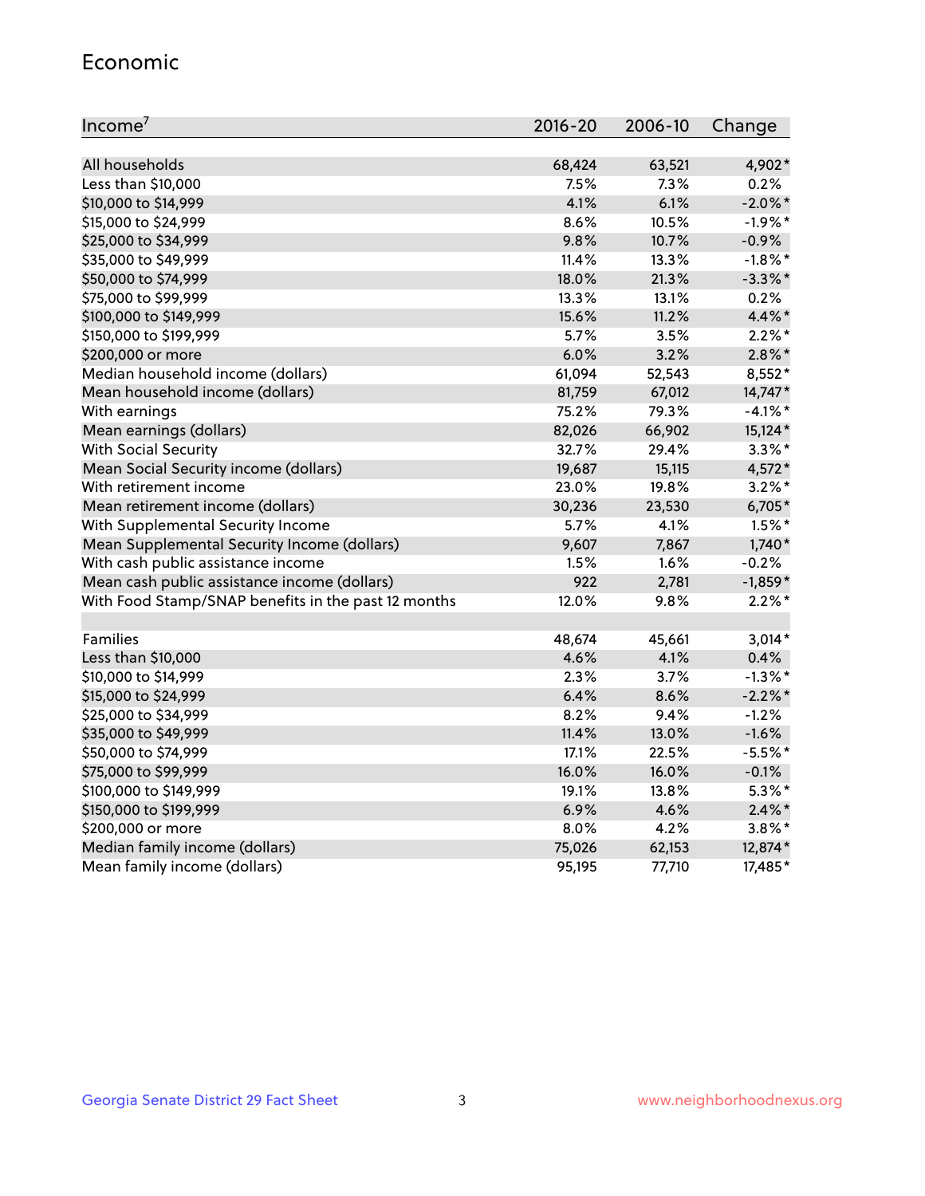## Economic

| Income[7] | 2016-20 | 2006-10 | Change |
|---|---|---|---|
| All households | 68,424 | 63,521 | 4,902* |
| Less than $10,000 | 7.5% | 7.3% | 0.2% |
| $10,000 to $14,999 | 4.1% | 6.1% | -2.0%* |
| $15,000 to $24,999 | 8.6% | 10.5% | -1.9%* |
| $25,000 to $34,999 | 9.8% | 10.7% | -0.9% |
| $35,000 to $49,999 | 11.4% | 13.3% | -1.8%* |
| $50,000 to $74,999 | 18.0% | 21.3% | -3.3%* |
| $75,000 to $99,999 | 13.3% | 13.1% | 0.2% |
| $100,000 to $149,999 | 15.6% | 11.2% | 4.4%* |
| $150,000 to $199,999 | 5.7% | 3.5% | 2.2%* |
| $200,000 or more | 6.0% | 3.2% | 2.8%* |
| Median household income (dollars) | 61,094 | 52,543 | 8,552* |
| Mean household income (dollars) | 81,759 | 67,012 | 14,747* |
| With earnings | 75.2% | 79.3% | -4.1%* |
| Mean earnings (dollars) | 82,026 | 66,902 | 15,124* |
| With Social Security | 32.7% | 29.4% | 3.3%* |
| Mean Social Security income (dollars) | 19,687 | 15,115 | 4,572* |
| With retirement income | 23.0% | 19.8% | 3.2%* |
| Mean retirement income (dollars) | 30,236 | 23,530 | 6,705* |
| With Supplemental Security Income | 5.7% | 4.1% | 1.5%* |
| Mean Supplemental Security Income (dollars) | 9,607 | 7,867 | 1,740* |
| With cash public assistance income | 1.5% | 1.6% | -0.2% |
| Mean cash public assistance income (dollars) | 922 | 2,781 | -1,859* |
| With Food Stamp/SNAP benefits in the past 12 months | 12.0% | 9.8% | 2.2%* |
| | | | |
| Families | 48,674 | 45,661 | 3,014* |
| Less than $10,000 | 4.6% | 4.1% | 0.4% |
| $10,000 to $14,999 | 2.3% | 3.7% | -1.3%* |
| $15,000 to $24,999 | 6.4% | 8.6% | -2.2%* |
| $25,000 to $34,999 | 8.2% | 9.4% | -1.2% |
| $35,000 to $49,999 | 11.4% | 13.0% | -1.6% |
| $50,000 to $74,999 | 17.1% | 22.5% | -5.5%* |
| $75,000 to $99,999 | 16.0% | 16.0% | -0.1% |
| $100,000 to $149,999 | 19.1% | 13.8% | 5.3%* |
| $150,000 to $199,999 | 6.9% | 4.6% | 2.4%* |
| $200,000 or more | 8.0% | 4.2% | 3.8%* |
| Median family income (dollars) | 75,026 | 62,153 | 12,874* |
| Mean family income (dollars) | 95,195 | 77,710 | 17,485* |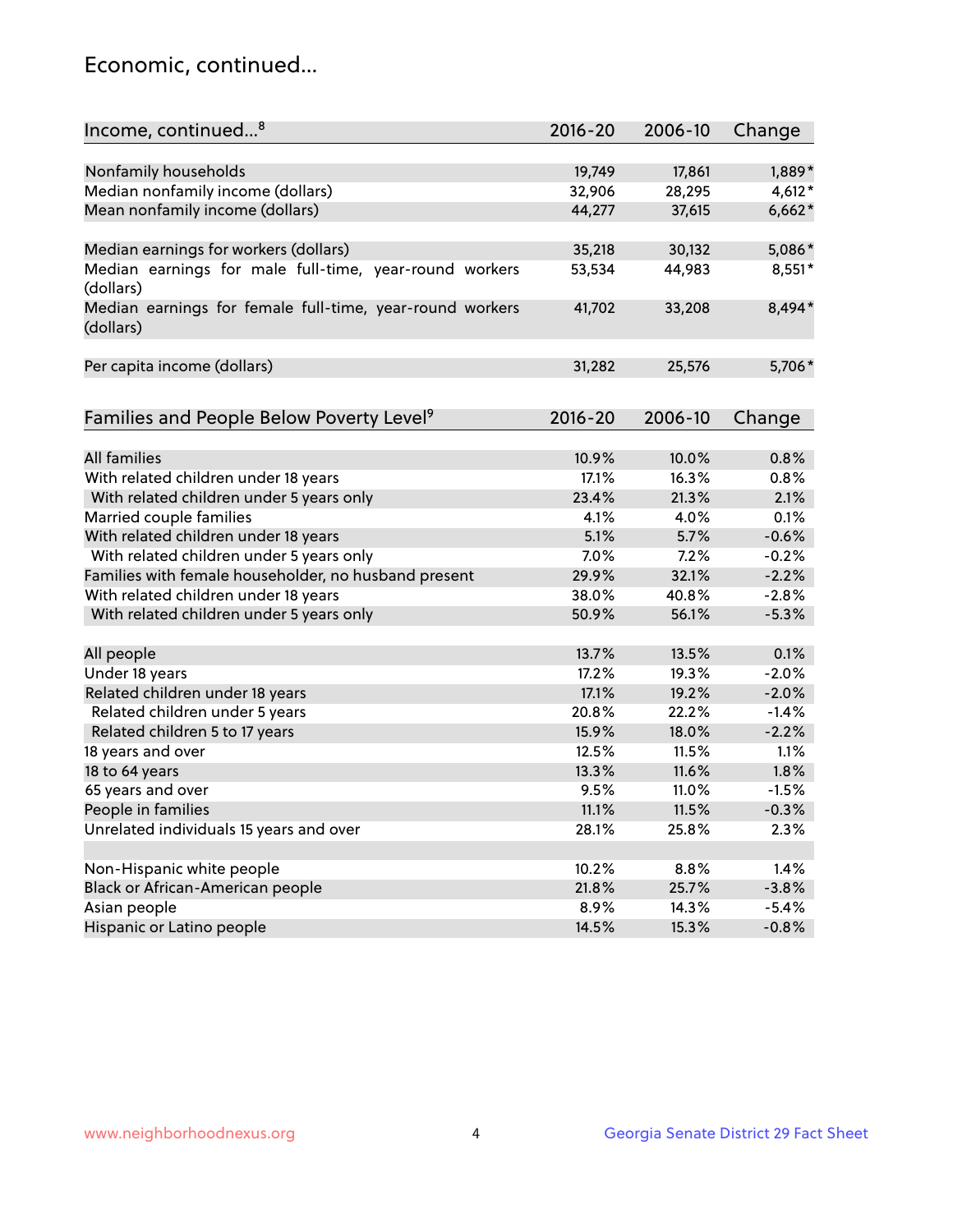# Economic, continued...

| Income, continued...[8] | 2016-20 | 2006-10 | Change |
|---|---|---|---|
| Nonfamily households | 19,749 | 17,861 | 1,889* |
| Median nonfamily income (dollars) | 32,906 | 28,295 | 4,612* |
| Mean nonfamily income (dollars) | 44,277 | 37,615 | 6,662* |
| Median earnings for workers (dollars) | 35,218 | 30,132 | 5,086* |
| Median earnings for male full-time, year-round workers (dollars) | 53,534 | 44,983 | 8,551* |
| Median earnings for female full-time, year-round workers (dollars) | 41,702 | 33,208 | 8,494* |
| Per capita income (dollars) | 31,282 | 25,576 | 5,706* |

| Families and People Below Poverty Level[9] | 2016-20 | 2006-10 | Change |
|---|---|---|---|
| All families | 10.9% | 10.0% | 0.8% |
| With related children under 18 years | 17.1% | 16.3% | 0.8% |
| With related children under 5 years only | 23.4% | 21.3% | 2.1% |
| Married couple families | 4.1% | 4.0% | 0.1% |
| With related children under 18 years | 5.1% | 5.7% | -0.6% |
| With related children under 5 years only | 7.0% | 7.2% | -0.2% |
| Families with female householder, no husband present | 29.9% | 32.1% | -2.2% |
| With related children under 18 years | 38.0% | 40.8% | -2.8% |
| With related children under 5 years only | 50.9% | 56.1% | -5.3% |
| All people | 13.7% | 13.5% | 0.1% |
| Under 18 years | 17.2% | 19.3% | -2.0% |
| Related children under 18 years | 17.1% | 19.2% | -2.0% |
| Related children under 5 years | 20.8% | 22.2% | -1.4% |
| Related children 5 to 17 years | 15.9% | 18.0% | -2.2% |
| 18 years and over | 12.5% | 11.5% | 1.1% |
| 18 to 64 years | 13.3% | 11.6% | 1.8% |
| 65 years and over | 9.5% | 11.0% | -1.5% |
| People in families | 11.1% | 11.5% | -0.3% |
| Unrelated individuals 15 years and over | 28.1% | 25.8% | 2.3% |
| Non-Hispanic white people | 10.2% | 8.8% | 1.4% |
| Black or African-American people | 21.8% | 25.7% | -3.8% |
| Asian people | 8.9% | 14.3% | -5.4% |
| Hispanic or Latino people | 14.5% | 15.3% | -0.8% |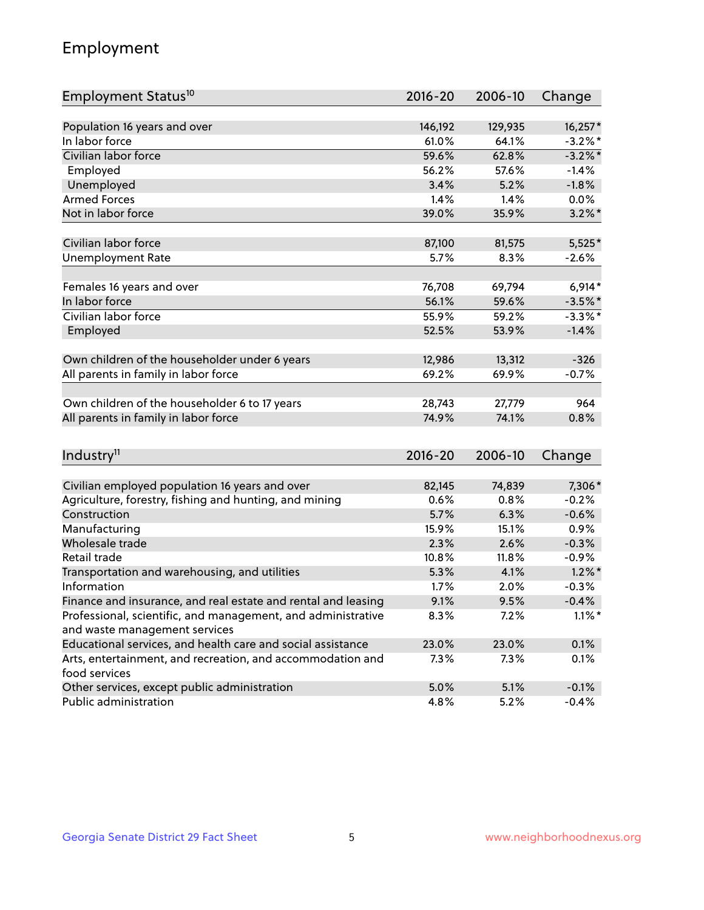## Employment

| Employment Status[10] | 2016-20 | 2006-10 | Change |
|---|---|---|---|
| Population 16 years and over | 146,192 | 129,935 | 16,257* |
| In labor force | 61.0% | 64.1% | -3.2%* |
| Civilian labor force | 59.6% | 62.8% | -3.2%* |
| Employed | 56.2% | 57.6% | -1.4% |
| Unemployed | 3.4% | 5.2% | -1.8% |
| Armed Forces | 1.4% | 1.4% | 0.0% |
| Not in labor force | 39.0% | 35.9% | 3.2%* |
| | | | |
| Civilian labor force | 87,100 | 81,575 | 5,525* |
| Unemployment Rate | 5.7% | 8.3% | -2.6% |
| | | | |
| Females 16 years and over | 76,708 | 69,794 | 6,914* |
| In labor force | 56.1% | 59.6% | -3.5%* |
| Civilian labor force | 55.9% | 59.2% | -3.3%* |
| Employed | 52.5% | 53.9% | -1.4% |
| | | | |
| Own children of the householder under 6 years | 12,986 | 13,312 | -326 |
| All parents in family in labor force | 69.2% | 69.9% | -0.7% |
| | | | |
| Own children of the householder 6 to 17 years | 28,743 | 27,779 | 964 |
| All parents in family in labor force | 74.9% | 74.1% | 0.8% |

| Industry[11] | 2016-20 | 2006-10 | Change |
|---|---|---|---|
| Civilian employed population 16 years and over | 82,145 | 74,839 | 7,306* |
| Agriculture, forestry, fishing and hunting, and mining | 0.6% | 0.8% | -0.2% |
| Construction | 5.7% | 6.3% | -0.6% |
| Manufacturing | 15.9% | 15.1% | 0.9% |
| Wholesale trade | 2.3% | 2.6% | -0.3% |
| Retail trade | 10.8% | 11.8% | -0.9% |
| Transportation and warehousing, and utilities | 5.3% | 4.1% | 1.2%* |
| Information | 1.7% | 2.0% | -0.3% |
| Finance and insurance, and real estate and rental and leasing | 9.1% | 9.5% | -0.4% |
| Professional, scientific, and management, and administrative and waste management services | 8.3% | 7.2% | 1.1%* |
| Educational services, and health care and social assistance | 23.0% | 23.0% | 0.1% |
| Arts, entertainment, and recreation, and accommodation and food services | 7.3% | 7.3% | 0.1% |
| Other services, except public administration | 5.0% | 5.1% | -0.1% |
| Public administration | 4.8% | 5.2% | -0.4% |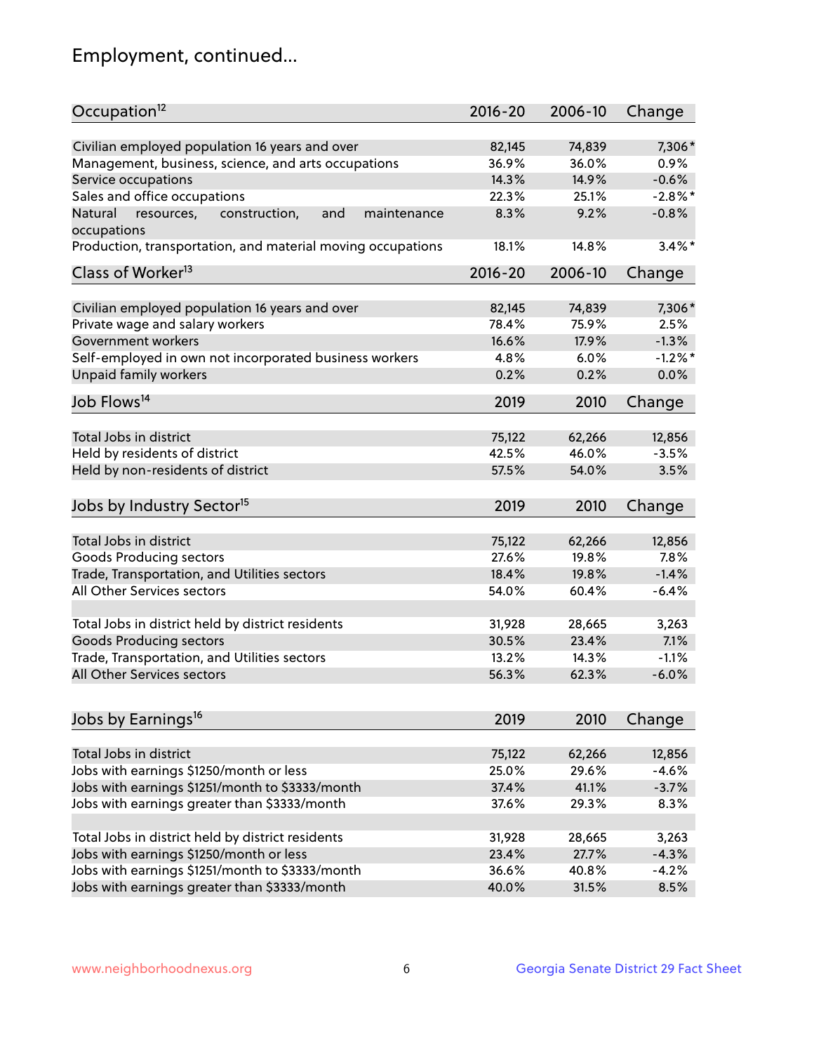# Employment, continued...

| Occupation[12] | 2016-20 | 2006-10 | Change |
|---|---|---|---|
| Civilian employed population 16 years and over | 82,145 | 74,839 | 7,306* |
| Management, business, science, and arts occupations | 36.9% | 36.0% | 0.9% |
| Service occupations | 14.3% | 14.9% | -0.6% |
| Sales and office occupations | 22.3% | 25.1% | -2.8%* |
| Natural resources, construction, and maintenance occupations | 8.3% | 9.2% | -0.8% |
| Production, transportation, and material moving occupations | 18.1% | 14.8% | 3.4%* |

| Class of Worker[13] | 2016-20 | 2006-10 | Change |
|---|---|---|---|
| Civilian employed population 16 years and over | 82,145 | 74,839 | 7,306* |
| Private wage and salary workers | 78.4% | 75.9% | 2.5% |
| Government workers | 16.6% | 17.9% | -1.3% |
| Self-employed in own not incorporated business workers | 4.8% | 6.0% | -1.2%* |
| Unpaid family workers | 0.2% | 0.2% | 0.0% |

| Job Flows[14] | 2019 | 2010 | Change |
|---|---|---|---|
| Total Jobs in district | 75,122 | 62,266 | 12,856 |
| Held by residents of district | 42.5% | 46.0% | -3.5% |
| Held by non-residents of district | 57.5% | 54.0% | 3.5% |

| Jobs by Industry Sector[15] | 2019 | 2010 | Change |
|---|---|---|---|
| Total Jobs in district | 75,122 | 62,266 | 12,856 |
| Goods Producing sectors | 27.6% | 19.8% | 7.8% |
| Trade, Transportation, and Utilities sectors | 18.4% | 19.8% | -1.4% |
| All Other Services sectors | 54.0% | 60.4% | -6.4% |
| | | | |
| Total Jobs in district held by district residents | 31,928 | 28,665 | 3,263 |
| Goods Producing sectors | 30.5% | 23.4% | 7.1% |
| Trade, Transportation, and Utilities sectors | 13.2% | 14.3% | -1.1% |
| All Other Services sectors | 56.3% | 62.3% | -6.0% |

| Jobs by Earnings[16] | 2019 | 2010 | Change |
|---|---|---|---|
| Total Jobs in district | 75,122 | 62,266 | 12,856 |
| Jobs with earnings $1250/month or less | 25.0% | 29.6% | -4.6% |
| Jobs with earnings $1251/month to $3333/month | 37.4% | 41.1% | -3.7% |
| Jobs with earnings greater than $3333/month | 37.6% | 29.3% | 8.3% |
| | | | |
| Total Jobs in district held by district residents | 31,928 | 28,665 | 3,263 |
| Jobs with earnings $1250/month or less | 23.4% | 27.7% | -4.3% |
| Jobs with earnings $1251/month to $3333/month | 36.6% | 40.8% | -4.2% |
| Jobs with earnings greater than $3333/month | 40.0% | 31.5% | 8.5% |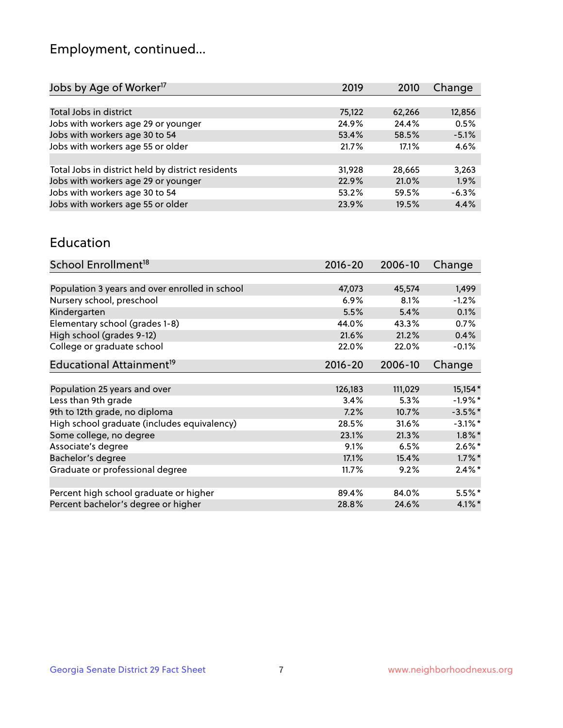## Employment, continued...

| Jobs by Age of Worker[17] | 2019 | 2010 | Change |
|---|---|---|---|
| Total Jobs in district | 75,122 | 62,266 | 12,856 |
| Jobs with workers age 29 or younger | 24.9% | 24.4% | 0.5% |
| Jobs with workers age 30 to 54 | 53.4% | 58.5% | -5.1% |
| Jobs with workers age 55 or older | 21.7% | 17.1% | 4.6% |
| | | | |
| Total Jobs in district held by district residents | 31,928 | 28,665 | 3,263 |
| Jobs with workers age 29 or younger | 22.9% | 21.0% | 1.9% |
| Jobs with workers age 30 to 54 | 53.2% | 59.5% | -6.3% |
| Jobs with workers age 55 or older | 23.9% | 19.5% | 4.4% |

## Education

| School Enrollment[18] | 2016-20 | 2006-10 | Change |
|---|---|---|---|
| Population 3 years and over enrolled in school | 47,073 | 45,574 | 1,499 |
| Nursery school, preschool | 6.9% | 8.1% | -1.2% |
| Kindergarten | 5.5% | 5.4% | 0.1% |
| Elementary school (grades 1-8) | 44.0% | 43.3% | 0.7% |
| High school (grades 9-12) | 21.6% | 21.2% | 0.4% |
| College or graduate school | 22.0% | 22.0% | -0.1% |

| Educational Attainment[19] | 2016-20 | 2006-10 | Change |
|---|---|---|---|
| Population 25 years and over | 126,183 | 111,029 | 15,154* |
| Less than 9th grade | 3.4% | 5.3% | -1.9%* |
| 9th to 12th grade, no diploma | 7.2% | 10.7% | -3.5%* |
| High school graduate (includes equivalency) | 28.5% | 31.6% | -3.1%* |
| Some college, no degree | 23.1% | 21.3% | 1.8%* |
| Associate's degree | 9.1% | 6.5% | 2.6%* |
| Bachelor's degree | 17.1% | 15.4% | 1.7%* |
| Graduate or professional degree | 11.7% | 9.2% | 2.4%* |
| | | | |
| Percent high school graduate or higher | 89.4% | 84.0% | 5.5%* |
| Percent bachelor's degree or higher | 28.8% | 24.6% | 4.1%* |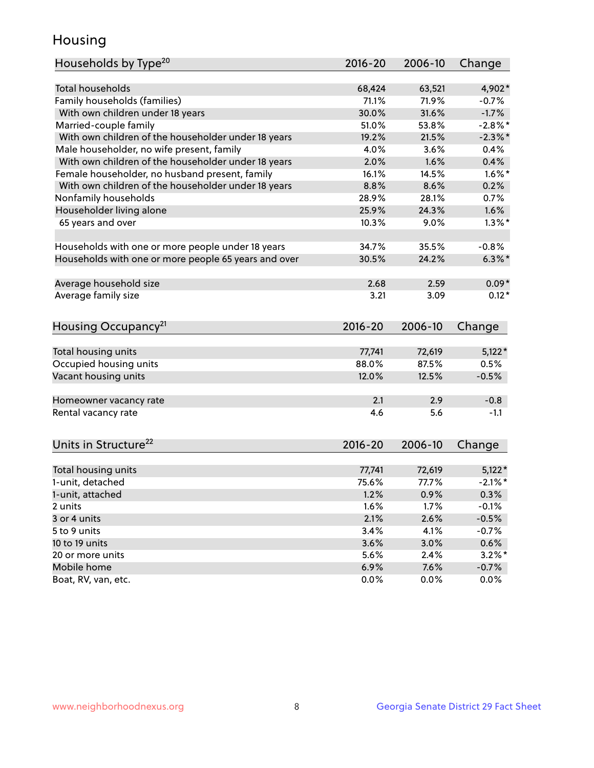## Housing

| Households by Type[20] | 2016-20 | 2006-10 | Change |
|---|---|---|---|
| Total households | 68,424 | 63,521 | 4,902* |
| Family households (families) | 71.1% | 71.9% | -0.7% |
| With own children under 18 years | 30.0% | 31.6% | -1.7% |
| Married-couple family | 51.0% | 53.8% | -2.8%* |
| With own children of the householder under 18 years | 19.2% | 21.5% | -2.3%* |
| Male householder, no wife present, family | 4.0% | 3.6% | 0.4% |
| With own children of the householder under 18 years | 2.0% | 1.6% | 0.4% |
| Female householder, no husband present, family | 16.1% | 14.5% | 1.6%* |
| With own children of the householder under 18 years | 8.8% | 8.6% | 0.2% |
| Nonfamily households | 28.9% | 28.1% | 0.7% |
| Householder living alone | 25.9% | 24.3% | 1.6% |
| 65 years and over | 10.3% | 9.0% | 1.3%* |
| | | | |
| Households with one or more people under 18 years | 34.7% | 35.5% | -0.8% |
| Households with one or more people 65 years and over | 30.5% | 24.2% | 6.3%* |
| | | | |
| Average household size | 2.68 | 2.59 | 0.09* |
| Average family size | 3.21 | 3.09 | 0.12* |

| Housing Occupancy[21] | 2016-20 | 2006-10 | Change |
|---|---|---|---|
| Total housing units | 77,741 | 72,619 | 5,122* |
| Occupied housing units | 88.0% | 87.5% | 0.5% |
| Vacant housing units | 12.0% | 12.5% | -0.5% |
| | | | |
| Homeowner vacancy rate | 2.1 | 2.9 | -0.8 |
| Rental vacancy rate | 4.6 | 5.6 | -1.1 |

| Units in Structure[22] | 2016-20 | 2006-10 | Change |
|---|---|---|---|
| Total housing units | 77,741 | 72,619 | 5,122* |
| 1-unit, detached | 75.6% | 77.7% | -2.1%* |
| 1-unit, attached | 1.2% | 0.9% | 0.3% |
| 2 units | 1.6% | 1.7% | -0.1% |
| 3 or 4 units | 2.1% | 2.6% | -0.5% |
| 5 to 9 units | 3.4% | 4.1% | -0.7% |
| 10 to 19 units | 3.6% | 3.0% | 0.6% |
| 20 or more units | 5.6% | 2.4% | 3.2%* |
| Mobile home | 6.9% | 7.6% | -0.7% |
| Boat, RV, van, etc. | 0.0% | 0.0% | 0.0% |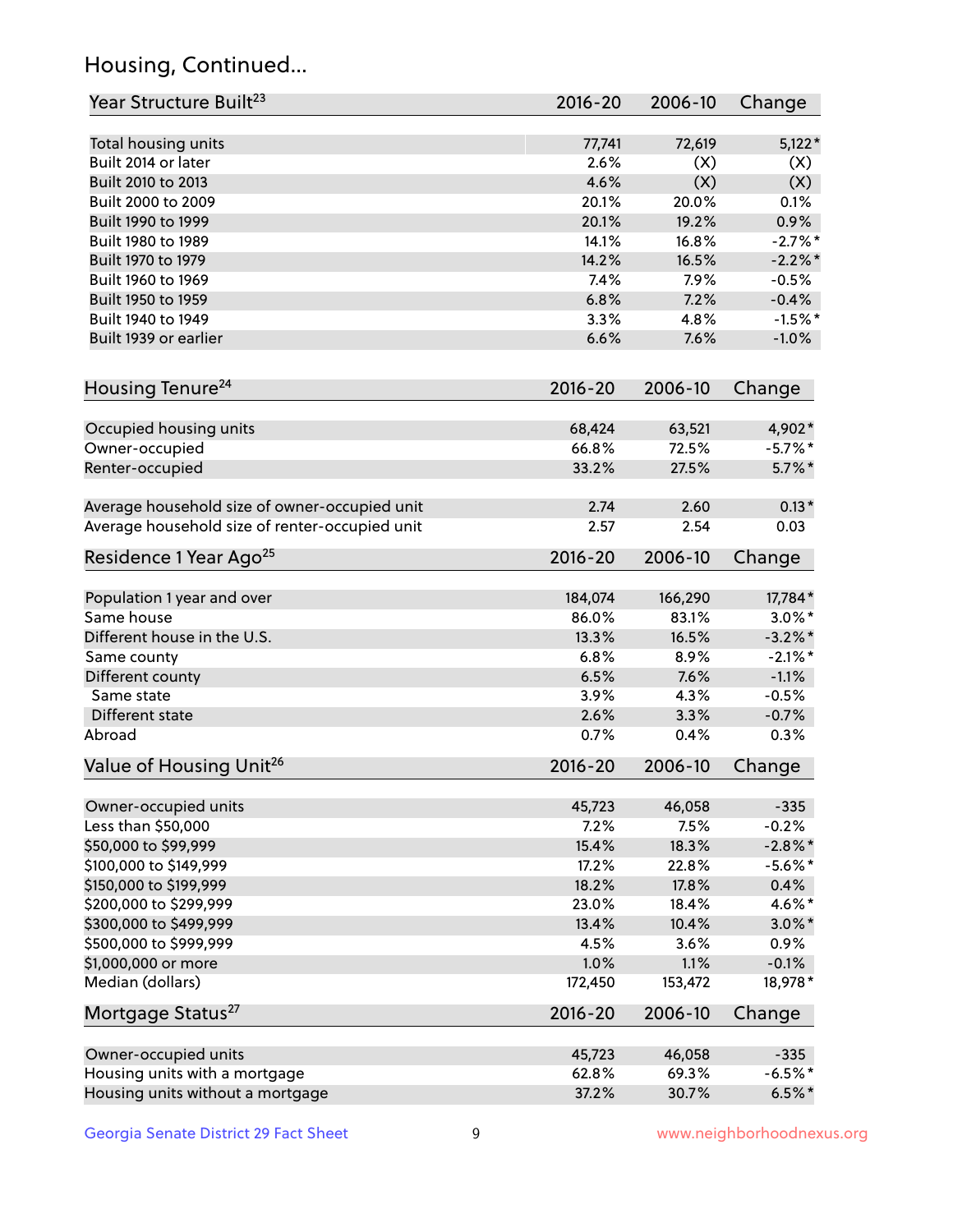## Housing, Continued...

| Year Structure Built[23] | 2016-20 | 2006-10 | Change |
|---|---|---|---|
| Total housing units | 77,741 | 72,619 | 5,122* |
| Built 2014 or later | 2.6% | (X) | (X) |
| Built 2010 to 2013 | 4.6% | (X) | (X) |
| Built 2000 to 2009 | 20.1% | 20.0% | 0.1% |
| Built 1990 to 1999 | 20.1% | 19.2% | 0.9% |
| Built 1980 to 1989 | 14.1% | 16.8% | -2.7%* |
| Built 1970 to 1979 | 14.2% | 16.5% | -2.2%* |
| Built 1960 to 1969 | 7.4% | 7.9% | -0.5% |
| Built 1950 to 1959 | 6.8% | 7.2% | -0.4% |
| Built 1940 to 1949 | 3.3% | 4.8% | -1.5%* |
| Built 1939 or earlier | 6.6% | 7.6% | -1.0% |

| Housing Tenure[24] | 2016-20 | 2006-10 | Change |
|---|---|---|---|
| Occupied housing units | 68,424 | 63,521 | 4,902* |
| Owner-occupied | 66.8% | 72.5% | -5.7%* |
| Renter-occupied | 33.2% | 27.5% | 5.7%* |
| Average household size of owner-occupied unit | 2.74 | 2.60 | 0.13* |
| Average household size of renter-occupied unit | 2.57 | 2.54 | 0.03 |

| Residence 1 Year Ago[25] | 2016-20 | 2006-10 | Change |
|---|---|---|---|
| Population 1 year and over | 184,074 | 166,290 | 17,784* |
| Same house | 86.0% | 83.1% | 3.0%* |
| Different house in the U.S. | 13.3% | 16.5% | -3.2%* |
| Same county | 6.8% | 8.9% | -2.1%* |
| Different county | 6.5% | 7.6% | -1.1% |
| Same state | 3.9% | 4.3% | -0.5% |
| Different state | 2.6% | 3.3% | -0.7% |
| Abroad | 0.7% | 0.4% | 0.3% |

| Value of Housing Unit[26] | 2016-20 | 2006-10 | Change |
|---|---|---|---|
| Owner-occupied units | 45,723 | 46,058 | -335 |
| Less than $50,000 | 7.2% | 7.5% | -0.2% |
| $50,000 to $99,999 | 15.4% | 18.3% | -2.8%* |
| $100,000 to $149,999 | 17.2% | 22.8% | -5.6%* |
| $150,000 to $199,999 | 18.2% | 17.8% | 0.4% |
| $200,000 to $299,999 | 23.0% | 18.4% | 4.6%* |
| $300,000 to $499,999 | 13.4% | 10.4% | 3.0%* |
| $500,000 to $999,999 | 4.5% | 3.6% | 0.9% |
| $1,000,000 or more | 1.0% | 1.1% | -0.1% |
| Median (dollars) | 172,450 | 153,472 | 18,978* |

| Mortgage Status[27] | 2016-20 | 2006-10 | Change |
|---|---|---|---|
| Owner-occupied units | 45,723 | 46,058 | -335 |
| Housing units with a mortgage | 62.8% | 69.3% | -6.5%* |
| Housing units without a mortgage | 37.2% | 30.7% | 6.5%* |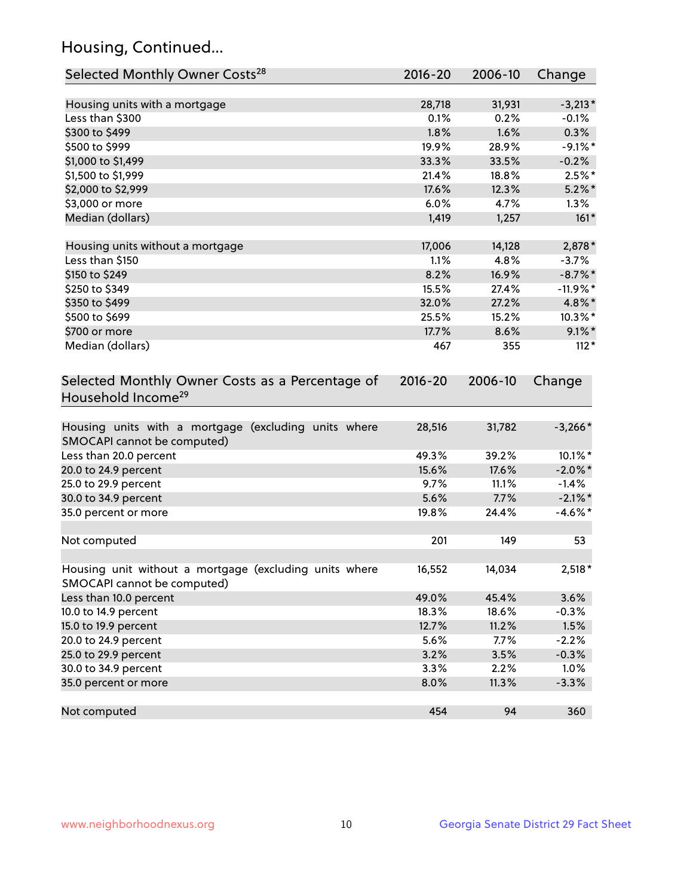## Housing, Continued...

| Selected Monthly Owner Costs[28] | 2016-20 | 2006-10 | Change |
|---|---|---|---|
| Housing units with a mortgage | 28,718 | 31,931 | -3,213* |
| Less than $300 | 0.1% | 0.2% | -0.1% |
| $300 to $499 | 1.8% | 1.6% | 0.3% |
| $500 to $999 | 19.9% | 28.9% | -9.1%* |
| $1,000 to $1,499 | 33.3% | 33.5% | -0.2% |
| $1,500 to $1,999 | 21.4% | 18.8% | 2.5%* |
| $2,000 to $2,999 | 17.6% | 12.3% | 5.2%* |
| $3,000 or more | 6.0% | 4.7% | 1.3% |
| Median (dollars) | 1,419 | 1,257 | 161* |
| | | | |
| Housing units without a mortgage | 17,006 | 14,128 | 2,878* |
| Less than $150 | 1.1% | 4.8% | -3.7% |
| $150 to $249 | 8.2% | 16.9% | -8.7%* |
| $250 to $349 | 15.5% | 27.4% | -11.9%* |
| $350 to $499 | 32.0% | 27.2% | 4.8%* |
| $500 to $699 | 25.5% | 15.2% | 10.3%* |
| $700 or more | 17.7% | 8.6% | 9.1%* |
| Median (dollars) | 467 | 355 | 112* |

| Selected Monthly Owner Costs as a Percentage of Household Income[29] | 2016-20 | 2006-10 | Change |
|---|---|---|---|
| Housing units with a mortgage (excluding units where SMOCAPI cannot be computed) | 28,516 | 31,782 | -3,266* |
| Less than 20.0 percent | 49.3% | 39.2% | 10.1%* |
| 20.0 to 24.9 percent | 15.6% | 17.6% | -2.0%* |
| 25.0 to 29.9 percent | 9.7% | 11.1% | -1.4% |
| 30.0 to 34.9 percent | 5.6% | 7.7% | -2.1%* |
| 35.0 percent or more | 19.8% | 24.4% | -4.6%* |
| | | | |
| Not computed | 201 | 149 | 53 |
| | | | |
| Housing unit without a mortgage (excluding units where SMOCAPI cannot be computed) | 16,552 | 14,034 | 2,518* |
| Less than 10.0 percent | 49.0% | 45.4% | 3.6% |
| 10.0 to 14.9 percent | 18.3% | 18.6% | -0.3% |
| 15.0 to 19.9 percent | 12.7% | 11.2% | 1.5% |
| 20.0 to 24.9 percent | 5.6% | 7.7% | -2.2% |
| 25.0 to 29.9 percent | 3.2% | 3.5% | -0.3% |
| 30.0 to 34.9 percent | 3.3% | 2.2% | 1.0% |
| 35.0 percent or more | 8.0% | 11.3% | -3.3% |
| | | | |
| Not computed | 454 | 94 | 360 |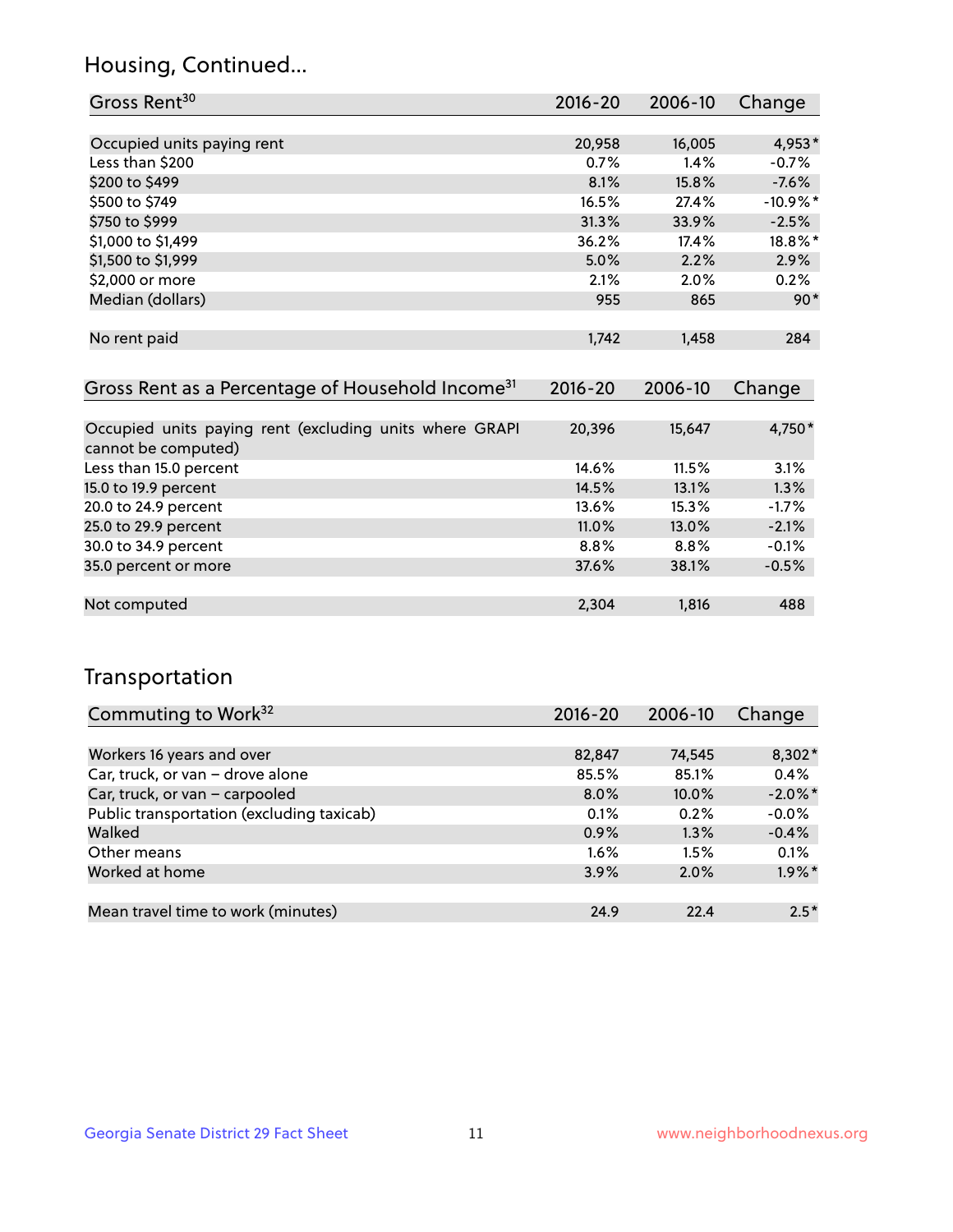## Housing, Continued...

| Gross Rent[30] | 2016-20 | 2006-10 | Change |
|---|---|---|---|
| Occupied units paying rent | 20,958 | 16,005 | 4,953* |
| Less than $200 | 0.7% | 1.4% | -0.7% |
| $200 to $499 | 8.1% | 15.8% | -7.6% |
| $500 to $749 | 16.5% | 27.4% | -10.9%* |
| $750 to $999 | 31.3% | 33.9% | -2.5% |
| $1,000 to $1,499 | 36.2% | 17.4% | 18.8%* |
| $1,500 to $1,999 | 5.0% | 2.2% | 2.9% |
| $2,000 or more | 2.1% | 2.0% | 0.2% |
| Median (dollars) | 955 | 865 | 90* |
| No rent paid | 1,742 | 1,458 | 284 |

| Gross Rent as a Percentage of Household Income[31] | 2016-20 | 2006-10 | Change |
|---|---|---|---|
| Occupied units paying rent (excluding units where GRAPI cannot be computed) | 20,396 | 15,647 | 4,750* |
| Less than 15.0 percent | 14.6% | 11.5% | 3.1% |
| 15.0 to 19.9 percent | 14.5% | 13.1% | 1.3% |
| 20.0 to 24.9 percent | 13.6% | 15.3% | -1.7% |
| 25.0 to 29.9 percent | 11.0% | 13.0% | -2.1% |
| 30.0 to 34.9 percent | 8.8% | 8.8% | -0.1% |
| 35.0 percent or more | 37.6% | 38.1% | -0.5% |
| Not computed | 2,304 | 1,816 | 488 |

## Transportation

| Commuting to Work[32] | 2016-20 | 2006-10 | Change |
|---|---|---|---|
| Workers 16 years and over | 82,847 | 74,545 | 8,302* |
| Car, truck, or van – drove alone | 85.5% | 85.1% | 0.4% |
| Car, truck, or van – carpooled | 8.0% | 10.0% | -2.0%* |
| Public transportation (excluding taxicab) | 0.1% | 0.2% | -0.0% |
| Walked | 0.9% | 1.3% | -0.4% |
| Other means | 1.6% | 1.5% | 0.1% |
| Worked at home | 3.9% | 2.0% | 1.9%* |
| Mean travel time to work (minutes) | 24.9 | 22.4 | 2.5* |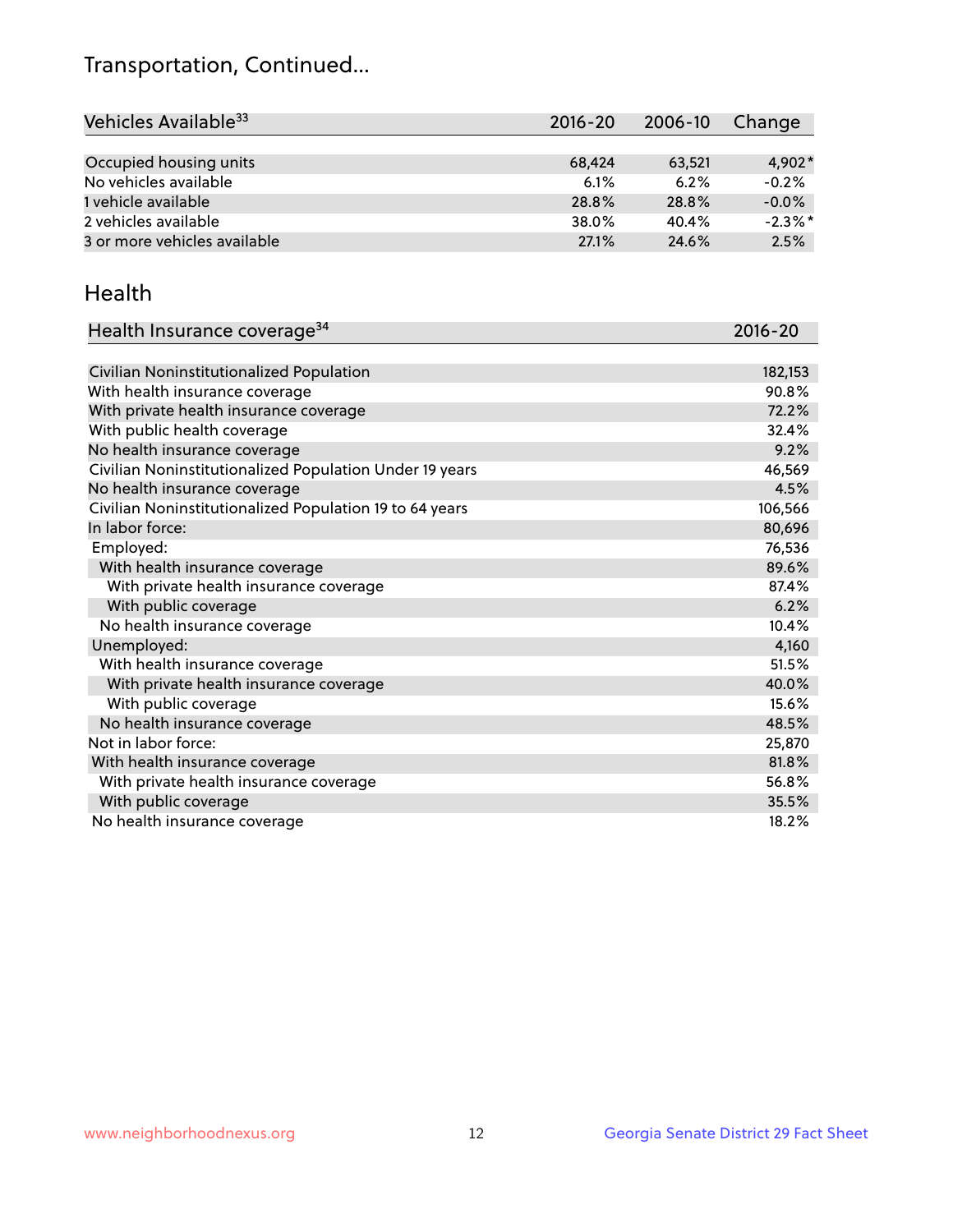# Transportation, Continued...

| Vehicles Available[33] | 2016-20 | 2006-10 | Change |
|---|---|---|---|
| Occupied housing units | 68,424 | 63,521 | 4,902* |
| No vehicles available | 6.1% | 6.2% | -0.2% |
| 1 vehicle available | 28.8% | 28.8% | -0.0% |
| 2 vehicles available | 38.0% | 40.4% | -2.3%* |
| 3 or more vehicles available | 27.1% | 24.6% | 2.5% |

## Health

| Health Insurance coverage[34] | 2016-20 |
|---|---|
| Civilian Noninstitutionalized Population | 182,153 |
| With health insurance coverage | 90.8% |
| With private health insurance coverage | 72.2% |
| With public health coverage | 32.4% |
| No health insurance coverage | 9.2% |
| Civilian Noninstitutionalized Population Under 19 years | 46,569 |
| No health insurance coverage | 4.5% |
| Civilian Noninstitutionalized Population 19 to 64 years | 106,566 |
| In labor force: | 80,696 |
| Employed: | 76,536 |
| With health insurance coverage | 89.6% |
| With private health insurance coverage | 87.4% |
| With public coverage | 6.2% |
| No health insurance coverage | 10.4% |
| Unemployed: | 4,160 |
| With health insurance coverage | 51.5% |
| With private health insurance coverage | 40.0% |
| With public coverage | 15.6% |
| No health insurance coverage | 48.5% |
| Not in labor force: | 25,870 |
| With health insurance coverage | 81.8% |
| With private health insurance coverage | 56.8% |
| With public coverage | 35.5% |
| No health insurance coverage | 18.2% |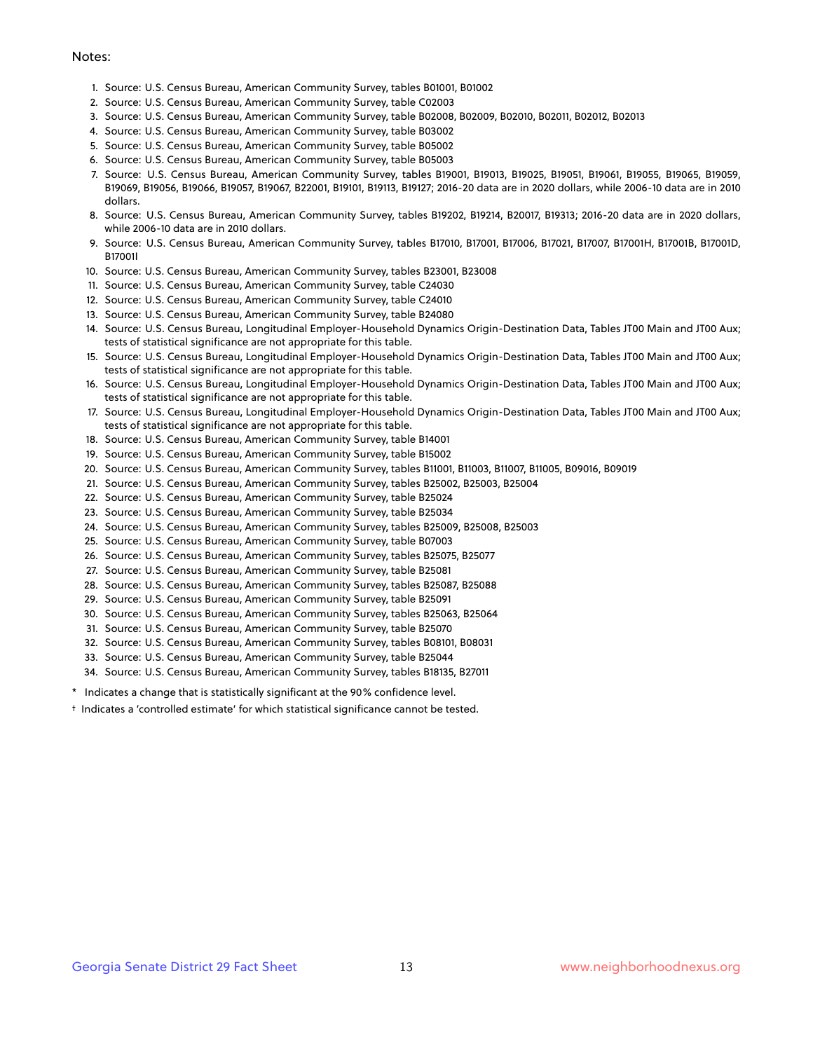Notes:

1. Source: U.S. Census Bureau, American Community Survey, tables B01001, B01002
2. Source: U.S. Census Bureau, American Community Survey, table C02003
3. Source: U.S. Census Bureau, American Community Survey, table B02008, B02009, B02010, B02011, B02012, B02013
4. Source: U.S. Census Bureau, American Community Survey, table B03002
5. Source: U.S. Census Bureau, American Community Survey, table B05002
6. Source: U.S. Census Bureau, American Community Survey, table B05003
7. Source: U.S. Census Bureau, American Community Survey, tables B19001, B19013, B19025, B19051, B19061, B19055, B19065, B19059, B19069, B19056, B19066, B19057, B19067, B22001, B19101, B19113, B19127; 2016-20 data are in 2020 dollars, while 2006-10 data are in 2010 dollars.
8. Source: U.S. Census Bureau, American Community Survey, tables B19202, B19214, B20017, B19313; 2016-20 data are in 2020 dollars, while 2006-10 data are in 2010 dollars.
9. Source: U.S. Census Bureau, American Community Survey, tables B17010, B17001, B17006, B17021, B17007, B17001H, B17001B, B17001D, B17001I
10. Source: U.S. Census Bureau, American Community Survey, tables B23001, B23008
11. Source: U.S. Census Bureau, American Community Survey, table C24030
12. Source: U.S. Census Bureau, American Community Survey, table C24010
13. Source: U.S. Census Bureau, American Community Survey, table B24080
14. Source: U.S. Census Bureau, Longitudinal Employer-Household Dynamics Origin-Destination Data, Tables JT00 Main and JT00 Aux; tests of statistical significance are not appropriate for this table.
15. Source: U.S. Census Bureau, Longitudinal Employer-Household Dynamics Origin-Destination Data, Tables JT00 Main and JT00 Aux; tests of statistical significance are not appropriate for this table.
16. Source: U.S. Census Bureau, Longitudinal Employer-Household Dynamics Origin-Destination Data, Tables JT00 Main and JT00 Aux; tests of statistical significance are not appropriate for this table.
17. Source: U.S. Census Bureau, Longitudinal Employer-Household Dynamics Origin-Destination Data, Tables JT00 Main and JT00 Aux; tests of statistical significance are not appropriate for this table.
18. Source: U.S. Census Bureau, American Community Survey, table B14001
19. Source: U.S. Census Bureau, American Community Survey, table B15002
20. Source: U.S. Census Bureau, American Community Survey, tables B11001, B11003, B11007, B11005, B09016, B09019
21. Source: U.S. Census Bureau, American Community Survey, tables B25002, B25003, B25004
22. Source: U.S. Census Bureau, American Community Survey, table B25024
23. Source: U.S. Census Bureau, American Community Survey, table B25034
24. Source: U.S. Census Bureau, American Community Survey, tables B25009, B25008, B25003
25. Source: U.S. Census Bureau, American Community Survey, table B07003
26. Source: U.S. Census Bureau, American Community Survey, tables B25075, B25077
27. Source: U.S. Census Bureau, American Community Survey, table B25081
28. Source: U.S. Census Bureau, American Community Survey, tables B25087, B25088
29. Source: U.S. Census Bureau, American Community Survey, table B25091
30. Source: U.S. Census Bureau, American Community Survey, tables B25063, B25064
31. Source: U.S. Census Bureau, American Community Survey, table B25070
32. Source: U.S. Census Bureau, American Community Survey, tables B08101, B08031
33. Source: U.S. Census Bureau, American Community Survey, table B25044
34. Source: U.S. Census Bureau, American Community Survey, tables B18135, B27011

\* Indicates a change that is statistically significant at the 90% confidence level.

† Indicates a 'controlled estimate' for which statistical significance cannot be tested.